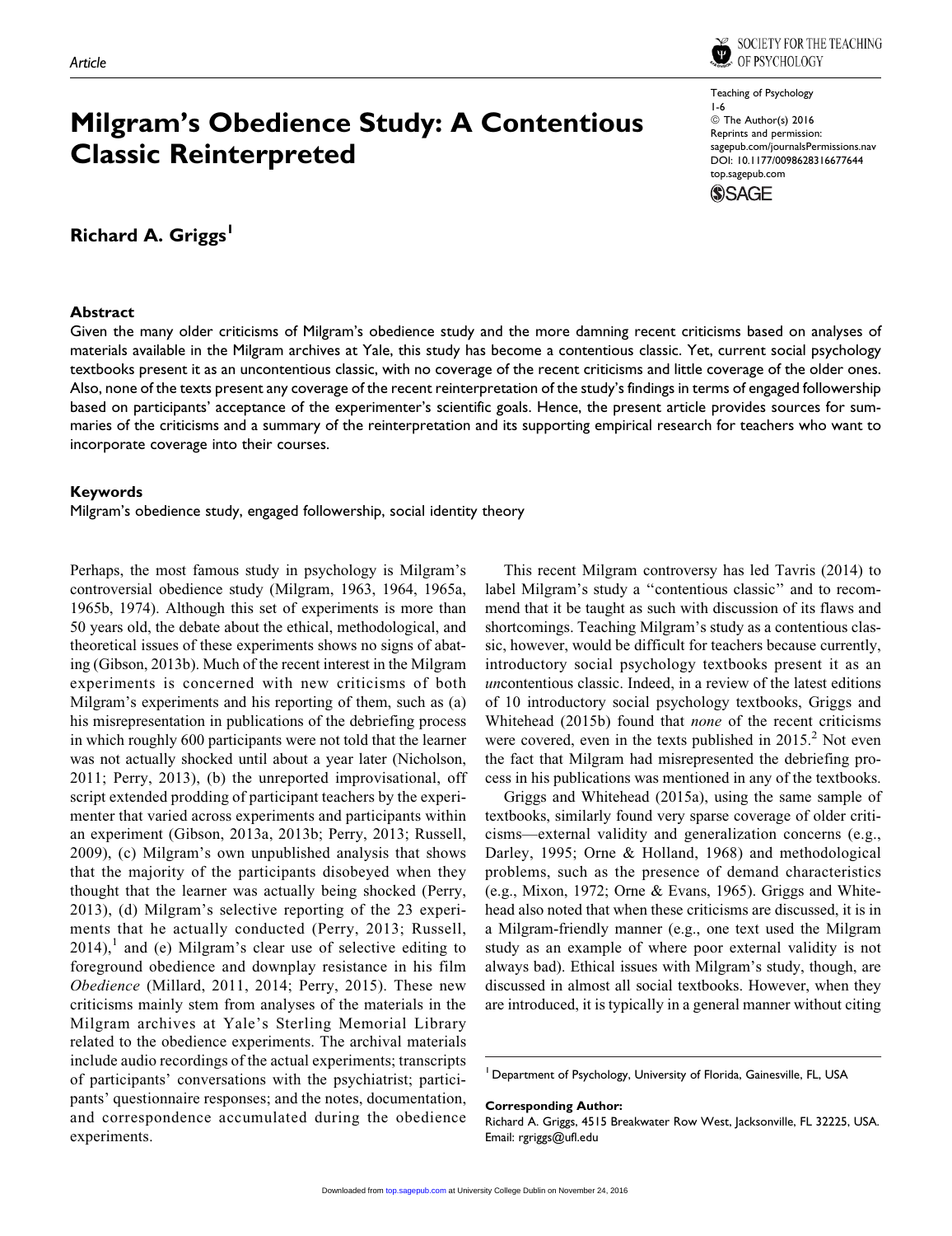Article

# Milgram's Obedience Study: A Contentious Classic Reinterpreted

Teaching of Psychology
1-6
© The Author(s) 2016
Reprints and permission:
sagepub.com/journalsPermissions.nav
DOI: 10.1177/0098628316677644
top.sagepub.com

**Richard A. Griggs**[1]

## Abstract

Given the many older criticisms of Milgram's obedience study and the more damning recent criticisms based on analyses of materials available in the Milgram archives at Yale, this study has become a contentious classic. Yet, current social psychology textbooks present it as an uncontentious classic, with no coverage of the recent criticisms and little coverage of the older ones. Also, none of the texts present any coverage of the recent reinterpretation of the study's findings in terms of engaged followership based on participants' acceptance of the experimenter's scientific goals. Hence, the present article provides sources for summaries of the criticisms and a summary of the reinterpretation and its supporting empirical research for teachers who want to incorporate coverage into their courses.

## Keywords

Milgram's obedience study, engaged followership, social identity theory

Perhaps, the most famous study in psychology is Milgram's controversial obedience study (Milgram, 1963, 1964, 1965a, 1965b, 1974). Although this set of experiments is more than 50 years old, the debate about the ethical, methodological, and theoretical issues of these experiments shows no signs of abating (Gibson, 2013b). Much of the recent interest in the Milgram experiments is concerned with new criticisms of both Milgram's experiments and his reporting of them, such as (a) his misrepresentation in publications of the debriefing process in which roughly 600 participants were not told that the learner was not actually shocked until about a year later (Nicholson, 2011; Perry, 2013), (b) the unreported improvisational, off script extended prodding of participant teachers by the experimenter that varied across experiments and participants within an experiment (Gibson, 2013a, 2013b; Perry, 2013; Russell, 2009), (c) Milgram's own unpublished analysis that shows that the majority of the participants disobeyed when they thought that the learner was actually being shocked (Perry, 2013), (d) Milgram's selective reporting of the 23 experiments that he actually conducted (Perry, 2013; Russell, 2014),[1] and (e) Milgram's clear use of selective editing to foreground obedience and downplay resistance in his film *Obedience* (Millard, 2011, 2014; Perry, 2015). These new criticisms mainly stem from analyses of the materials in the Milgram archives at Yale's Sterling Memorial Library related to the obedience experiments. The archival materials include audio recordings of the actual experiments; transcripts of participants' conversations with the psychiatrist; participants' questionnaire responses; and the notes, documentation, and correspondence accumulated during the obedience experiments.

This recent Milgram controversy has led Tavris (2014) to label Milgram's study a "contentious classic" and to recommend that it be taught as such with discussion of its flaws and shortcomings. Teaching Milgram's study as a contentious classic, however, would be difficult for teachers because currently, introductory social psychology textbooks present it as an *un*contentious classic. Indeed, in a review of the latest editions of 10 introductory social psychology textbooks, Griggs and Whitehead (2015b) found that *none* of the recent criticisms were covered, even in the texts published in 2015.[2] Not even the fact that Milgram had misrepresented the debriefing process in his publications was mentioned in any of the textbooks.

Griggs and Whitehead (2015a), using the same sample of textbooks, similarly found very sparse coverage of older criticisms—external validity and generalization concerns (e.g., Darley, 1995; Orne & Holland, 1968) and methodological problems, such as the presence of demand characteristics (e.g., Mixon, 1972; Orne & Evans, 1965). Griggs and Whitehead also noted that when these criticisms are discussed, it is in a Milgram-friendly manner (e.g., one text used the Milgram study as an example of where poor external validity is not always bad). Ethical issues with Milgram's study, though, are discussed in almost all social textbooks. However, when they are introduced, it is typically in a general manner without citing

[1] Department of Psychology, University of Florida, Gainesville, FL, USA

**Corresponding Author:**
Richard A. Griggs, 4515 Breakwater Row West, Jacksonville, FL 32225, USA.
Email: rgriggs@ufl.edu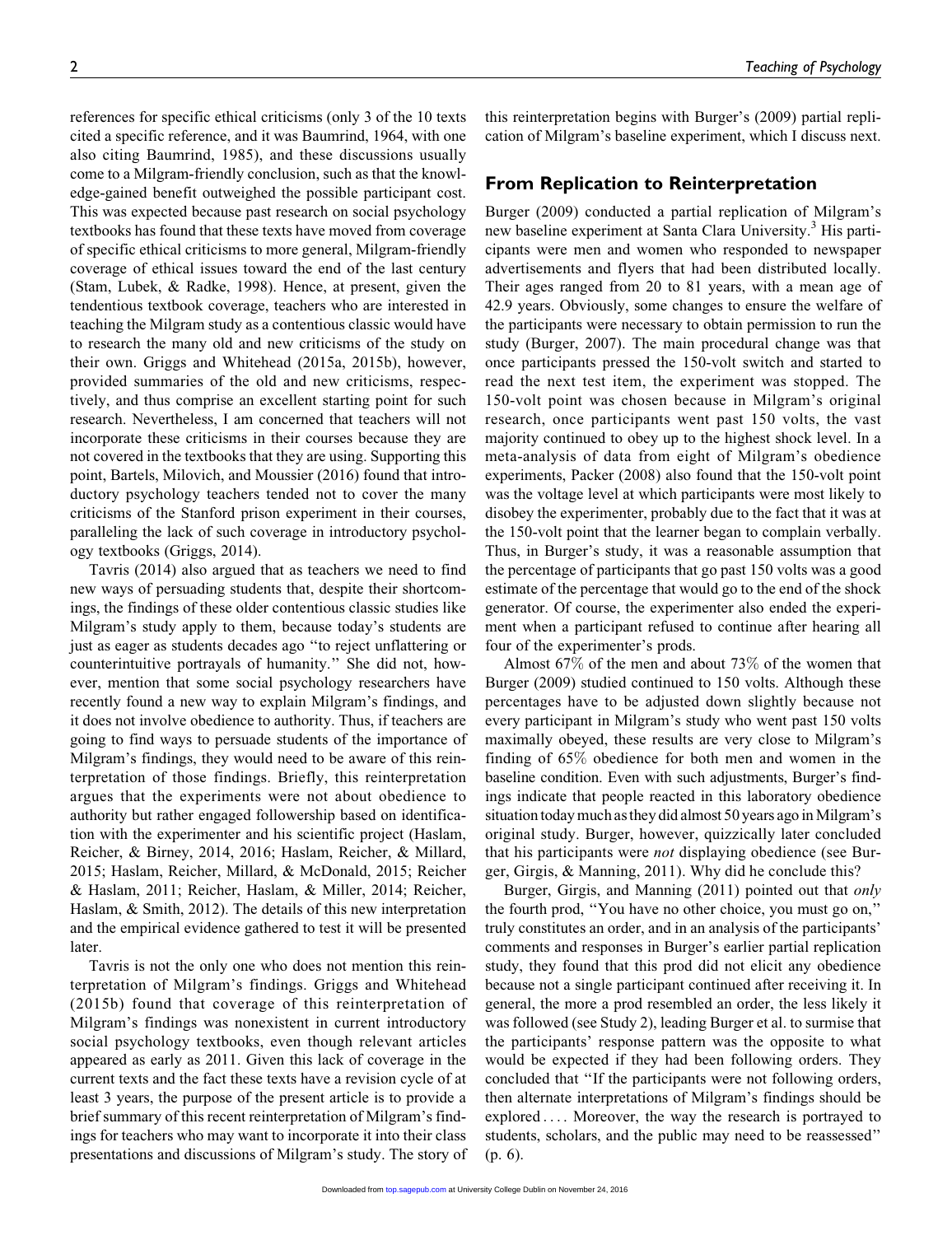references for specific ethical criticisms (only 3 of the 10 texts cited a specific reference, and it was Baumrind, 1964, with one also citing Baumrind, 1985), and these discussions usually come to a Milgram-friendly conclusion, such as that the knowledge-gained benefit outweighed the possible participant cost. This was expected because past research on social psychology textbooks has found that these texts have moved from coverage of specific ethical criticisms to more general, Milgram-friendly coverage of ethical issues toward the end of the last century (Stam, Lubek, & Radke, 1998). Hence, at present, given the tendentious textbook coverage, teachers who are interested in teaching the Milgram study as a contentious classic would have to research the many old and new criticisms of the study on their own. Griggs and Whitehead (2015a, 2015b), however, provided summaries of the old and new criticisms, respectively, and thus comprise an excellent starting point for such research. Nevertheless, I am concerned that teachers will not incorporate these criticisms in their courses because they are not covered in the textbooks that they are using. Supporting this point, Bartels, Milovich, and Moussier (2016) found that introductory psychology teachers tended not to cover the many criticisms of the Stanford prison experiment in their courses, paralleling the lack of such coverage in introductory psychology textbooks (Griggs, 2014).

Tavris (2014) also argued that as teachers we need to find new ways of persuading students that, despite their shortcomings, the findings of these older contentious classic studies like Milgram's study apply to them, because today's students are just as eager as students decades ago "to reject unflattering or counterintuitive portrayals of humanity." She did not, however, mention that some social psychology researchers have recently found a new way to explain Milgram's findings, and it does not involve obedience to authority. Thus, if teachers are going to find ways to persuade students of the importance of Milgram's findings, they would need to be aware of this reinterpretation of those findings. Briefly, this reinterpretation argues that the experiments were not about obedience to authority but rather engaged followership based on identification with the experimenter and his scientific project (Haslam, Reicher, & Birney, 2014, 2016; Haslam, Reicher, & Millard, 2015; Haslam, Reicher, Millard, & McDonald, 2015; Reicher & Haslam, 2011; Reicher, Haslam, & Miller, 2014; Reicher, Haslam, & Smith, 2012). The details of this new interpretation and the empirical evidence gathered to test it will be presented later.

Tavris is not the only one who does not mention this reinterpretation of Milgram's findings. Griggs and Whitehead (2015b) found that coverage of this reinterpretation of Milgram's findings was nonexistent in current introductory social psychology textbooks, even though relevant articles appeared as early as 2011. Given this lack of coverage in the current texts and the fact these texts have a revision cycle of at least 3 years, the purpose of the present article is to provide a brief summary of this recent reinterpretation of Milgram's findings for teachers who may want to incorporate it into their class presentations and discussions of Milgram's study. The story of this reinterpretation begins with Burger's (2009) partial replication of Milgram's baseline experiment, which I discuss next.

## From Replication to Reinterpretation

Burger (2009) conducted a partial replication of Milgram's new baseline experiment at Santa Clara University.[3] His participants were men and women who responded to newspaper advertisements and flyers that had been distributed locally. Their ages ranged from 20 to 81 years, with a mean age of 42.9 years. Obviously, some changes to ensure the welfare of the participants were necessary to obtain permission to run the study (Burger, 2007). The main procedural change was that once participants pressed the 150-volt switch and started to read the next test item, the experiment was stopped. The 150-volt point was chosen because in Milgram's original research, once participants went past 150 volts, the vast majority continued to obey up to the highest shock level. In a meta-analysis of data from eight of Milgram's obedience experiments, Packer (2008) also found that the 150-volt point was the voltage level at which participants were most likely to disobey the experimenter, probably due to the fact that it was at the 150-volt point that the learner began to complain verbally. Thus, in Burger's study, it was a reasonable assumption that the percentage of participants that go past 150 volts was a good estimate of the percentage that would go to the end of the shock generator. Of course, the experimenter also ended the experiment when a participant refused to continue after hearing all four of the experimenter's prods.

Almost 67% of the men and about 73% of the women that Burger (2009) studied continued to 150 volts. Although these percentages have to be adjusted down slightly because not every participant in Milgram's study who went past 150 volts maximally obeyed, these results are very close to Milgram's finding of 65% obedience for both men and women in the baseline condition. Even with such adjustments, Burger's findings indicate that people reacted in this laboratory obedience situation today much as they did almost 50 years ago in Milgram's original study. Burger, however, quizzically later concluded that his participants were *not* displaying obedience (see Burger, Girgis, & Manning, 2011). Why did he conclude this?

Burger, Girgis, and Manning (2011) pointed out that *only* the fourth prod, "You have no other choice, you must go on," truly constitutes an order, and in an analysis of the participants' comments and responses in Burger's earlier partial replication study, they found that this prod did not elicit any obedience because not a single participant continued after receiving it. In general, the more a prod resembled an order, the less likely it was followed (see Study 2), leading Burger et al. to surmise that the participants' response pattern was the opposite to what would be expected if they had been following orders. They concluded that "If the participants were not following orders, then alternate interpretations of Milgram's findings should be explored.... Moreover, the way the research is portrayed to students, scholars, and the public may need to be reassessed" (p. 6).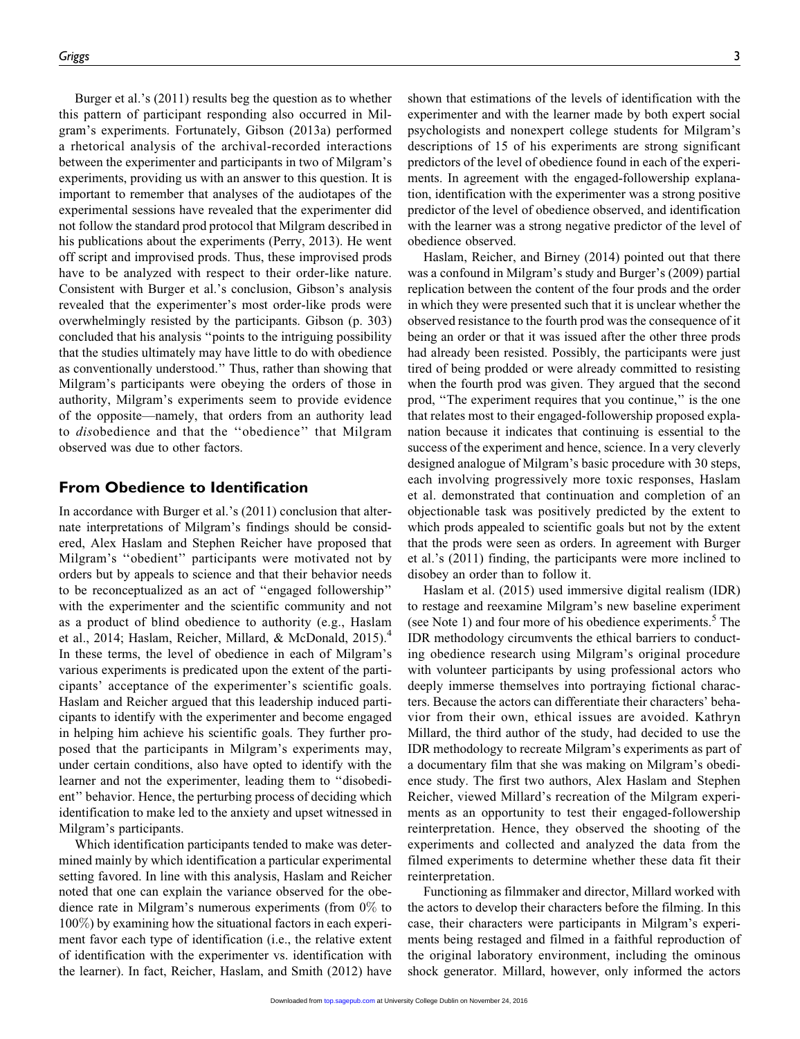Burger et al.'s (2011) results beg the question as to whether this pattern of participant responding also occurred in Milgram's experiments. Fortunately, Gibson (2013a) performed a rhetorical analysis of the archival-recorded interactions between the experimenter and participants in two of Milgram's experiments, providing us with an answer to this question. It is important to remember that analyses of the audiotapes of the experimental sessions have revealed that the experimenter did not follow the standard prod protocol that Milgram described in his publications about the experiments (Perry, 2013). He went off script and improvised prods. Thus, these improvised prods have to be analyzed with respect to their order-like nature. Consistent with Burger et al.'s conclusion, Gibson's analysis revealed that the experimenter's most order-like prods were overwhelmingly resisted by the participants. Gibson (p. 303) concluded that his analysis ''points to the intriguing possibility that the studies ultimately may have little to do with obedience as conventionally understood.'' Thus, rather than showing that Milgram's participants were obeying the orders of those in authority, Milgram's experiments seem to provide evidence of the opposite—namely, that orders from an authority lead to *dis*obedience and that the ''obedience'' that Milgram observed was due to other factors.

## From Obedience to Identification

In accordance with Burger et al.'s (2011) conclusion that alternate interpretations of Milgram's findings should be considered, Alex Haslam and Stephen Reicher have proposed that Milgram's ''obedient'' participants were motivated not by orders but by appeals to science and that their behavior needs to be reconceptualized as an act of ''engaged followership'' with the experimenter and the scientific community and not as a product of blind obedience to authority (e.g., Haslam et al., 2014; Haslam, Reicher, Millard, & McDonald, 2015).[4] In these terms, the level of obedience in each of Milgram's various experiments is predicated upon the extent of the participants' acceptance of the experimenter's scientific goals. Haslam and Reicher argued that this leadership induced participants to identify with the experimenter and become engaged in helping him achieve his scientific goals. They further proposed that the participants in Milgram's experiments may, under certain conditions, also have opted to identify with the learner and not the experimenter, leading them to ''disobedient'' behavior. Hence, the perturbing process of deciding which identification to make led to the anxiety and upset witnessed in Milgram's participants.

Which identification participants tended to make was determined mainly by which identification a particular experimental setting favored. In line with this analysis, Haslam and Reicher noted that one can explain the variance observed for the obedience rate in Milgram's numerous experiments (from 0% to 100%) by examining how the situational factors in each experiment favor each type of identification (i.e., the relative extent of identification with the experimenter vs. identification with the learner). In fact, Reicher, Haslam, and Smith (2012) have shown that estimations of the levels of identification with the experimenter and with the learner made by both expert social psychologists and nonexpert college students for Milgram's descriptions of 15 of his experiments are strong significant predictors of the level of obedience found in each of the experiments. In agreement with the engaged-followership explanation, identification with the experimenter was a strong positive predictor of the level of obedience observed, and identification with the learner was a strong negative predictor of the level of obedience observed.

Haslam, Reicher, and Birney (2014) pointed out that there was a confound in Milgram's study and Burger's (2009) partial replication between the content of the four prods and the order in which they were presented such that it is unclear whether the observed resistance to the fourth prod was the consequence of it being an order or that it was issued after the other three prods had already been resisted. Possibly, the participants were just tired of being prodded or were already committed to resisting when the fourth prod was given. They argued that the second prod, ''The experiment requires that you continue,'' is the one that relates most to their engaged-followership proposed explanation because it indicates that continuing is essential to the success of the experiment and hence, science. In a very cleverly designed analogue of Milgram's basic procedure with 30 steps, each involving progressively more toxic responses, Haslam et al. demonstrated that continuation and completion of an objectionable task was positively predicted by the extent to which prods appealed to scientific goals but not by the extent that the prods were seen as orders. In agreement with Burger et al.'s (2011) finding, the participants were more inclined to disobey an order than to follow it.

Haslam et al. (2015) used immersive digital realism (IDR) to restage and reexamine Milgram's new baseline experiment (see Note 1) and four more of his obedience experiments.[5] The IDR methodology circumvents the ethical barriers to conducting obedience research using Milgram's original procedure with volunteer participants by using professional actors who deeply immerse themselves into portraying fictional characters. Because the actors can differentiate their characters' behavior from their own, ethical issues are avoided. Kathryn Millard, the third author of the study, had decided to use the IDR methodology to recreate Milgram's experiments as part of a documentary film that she was making on Milgram's obedience study. The first two authors, Alex Haslam and Stephen Reicher, viewed Millard's recreation of the Milgram experiments as an opportunity to test their engaged-followership reinterpretation. Hence, they observed the shooting of the experiments and collected and analyzed the data from the filmed experiments to determine whether these data fit their reinterpretation.

Functioning as filmmaker and director, Millard worked with the actors to develop their characters before the filming. In this case, their characters were participants in Milgram's experiments being restaged and filmed in a faithful reproduction of the original laboratory environment, including the ominous shock generator. Millard, however, only informed the actors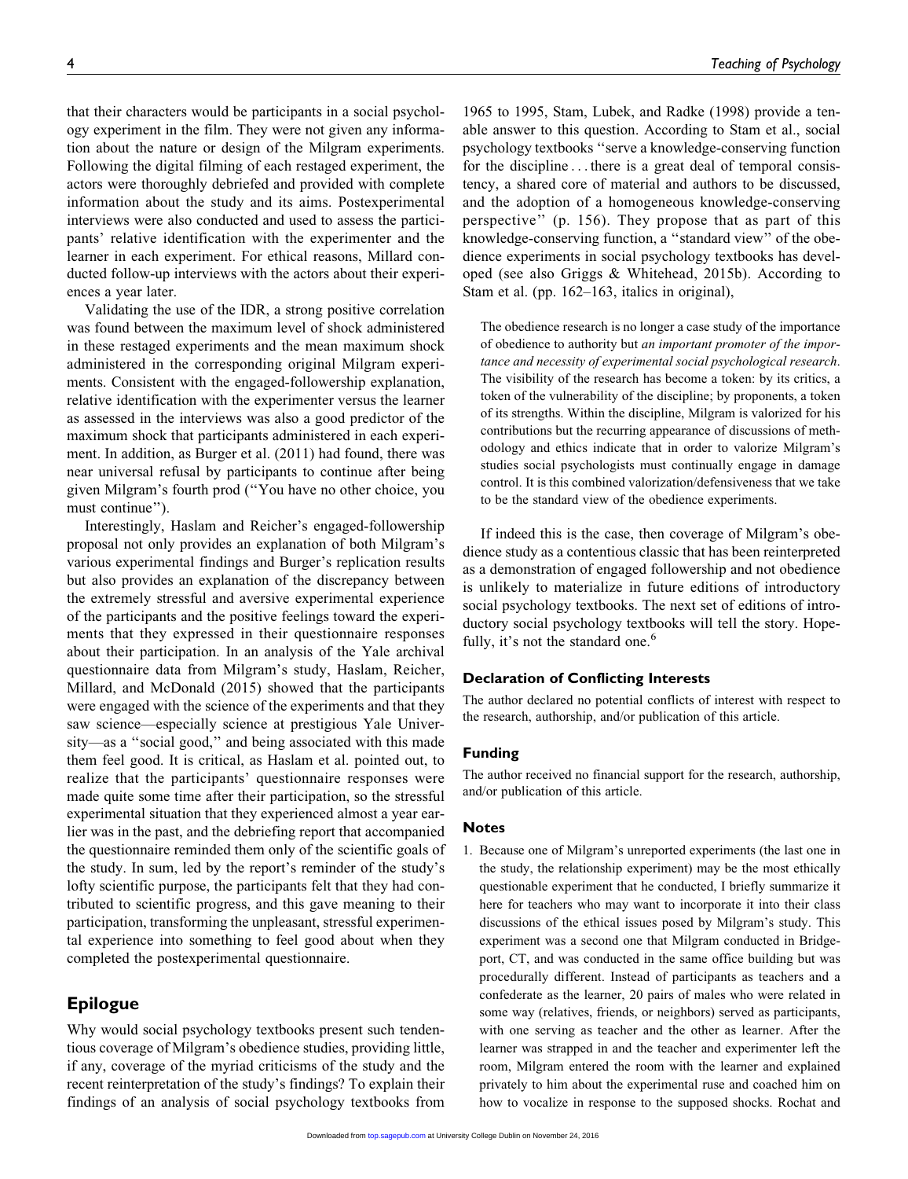that their characters would be participants in a social psychology experiment in the film. They were not given any information about the nature or design of the Milgram experiments. Following the digital filming of each restaged experiment, the actors were thoroughly debriefed and provided with complete information about the study and its aims. Postexperimental interviews were also conducted and used to assess the participants' relative identification with the experimenter and the learner in each experiment. For ethical reasons, Millard conducted follow-up interviews with the actors about their experiences a year later.

Validating the use of the IDR, a strong positive correlation was found between the maximum level of shock administered in these restaged experiments and the mean maximum shock administered in the corresponding original Milgram experiments. Consistent with the engaged-followership explanation, relative identification with the experimenter versus the learner as assessed in the interviews was also a good predictor of the maximum shock that participants administered in each experiment. In addition, as Burger et al. (2011) had found, there was near universal refusal by participants to continue after being given Milgram's fourth prod ("You have no other choice, you must continue").

Interestingly, Haslam and Reicher's engaged-followership proposal not only provides an explanation of both Milgram's various experimental findings and Burger's replication results but also provides an explanation of the discrepancy between the extremely stressful and aversive experimental experience of the participants and the positive feelings toward the experiments that they expressed in their questionnaire responses about their participation. In an analysis of the Yale archival questionnaire data from Milgram's study, Haslam, Reicher, Millard, and McDonald (2015) showed that the participants were engaged with the science of the experiments and that they saw science—especially science at prestigious Yale University—as a "social good," and being associated with this made them feel good. It is critical, as Haslam et al. pointed out, to realize that the participants' questionnaire responses were made quite some time after their participation, so the stressful experimental situation that they experienced almost a year earlier was in the past, and the debriefing report that accompanied the questionnaire reminded them only of the scientific goals of the study. In sum, led by the report's reminder of the study's lofty scientific purpose, the participants felt that they had contributed to scientific progress, and this gave meaning to their participation, transforming the unpleasant, stressful experimental experience into something to feel good about when they completed the postexperimental questionnaire.

## Epilogue

Why would social psychology textbooks present such tendentious coverage of Milgram's obedience studies, providing little, if any, coverage of the myriad criticisms of the study and the recent reinterpretation of the study's findings? To explain their findings of an analysis of social psychology textbooks from 1965 to 1995, Stam, Lubek, and Radke (1998) provide a tenable answer to this question. According to Stam et al., social psychology textbooks "serve a knowledge-conserving function for the discipline . . . there is a great deal of temporal consistency, a shared core of material and authors to be discussed, and the adoption of a homogeneous knowledge-conserving perspective" (p. 156). They propose that as part of this knowledge-conserving function, a "standard view" of the obedience experiments in social psychology textbooks has developed (see also Griggs & Whitehead, 2015b). According to Stam et al. (pp. 162–163, italics in original),

> The obedience research is no longer a case study of the importance of obedience to authority but *an important promoter of the importance and necessity of experimental social psychological research*. The visibility of the research has become a token: by its critics, a token of the vulnerability of the discipline; by proponents, a token of its strengths. Within the discipline, Milgram is valorized for his contributions but the recurring appearance of discussions of methodology and ethics indicate that in order to valorize Milgram's studies social psychologists must continually engage in damage control. It is this combined valorization/defensiveness that we take to be the standard view of the obedience experiments.

If indeed this is the case, then coverage of Milgram's obedience study as a contentious classic that has been reinterpreted as a demonstration of engaged followership and not obedience is unlikely to materialize in future editions of introductory social psychology textbooks. The next set of editions of introductory social psychology textbooks will tell the story. Hopefully, it's not the standard one.[6]

### Declaration of Conflicting Interests

The author declared no potential conflicts of interest with respect to the research, authorship, and/or publication of this article.

### Funding

The author received no financial support for the research, authorship, and/or publication of this article.

### Notes

1. Because one of Milgram's unreported experiments (the last one in the study, the relationship experiment) may be the most ethically questionable experiment that he conducted, I briefly summarize it here for teachers who may want to incorporate it into their class discussions of the ethical issues posed by Milgram's study. This experiment was a second one that Milgram conducted in Bridgeport, CT, and was conducted in the same office building but was procedurally different. Instead of participants as teachers and a confederate as the learner, 20 pairs of males who were related in some way (relatives, friends, or neighbors) served as participants, with one serving as teacher and the other as learner. After the learner was strapped in and the teacher and experimenter left the room, Milgram entered the room with the learner and explained privately to him about the experimental ruse and coached him on how to vocalize in response to the supposed shocks. Rochat and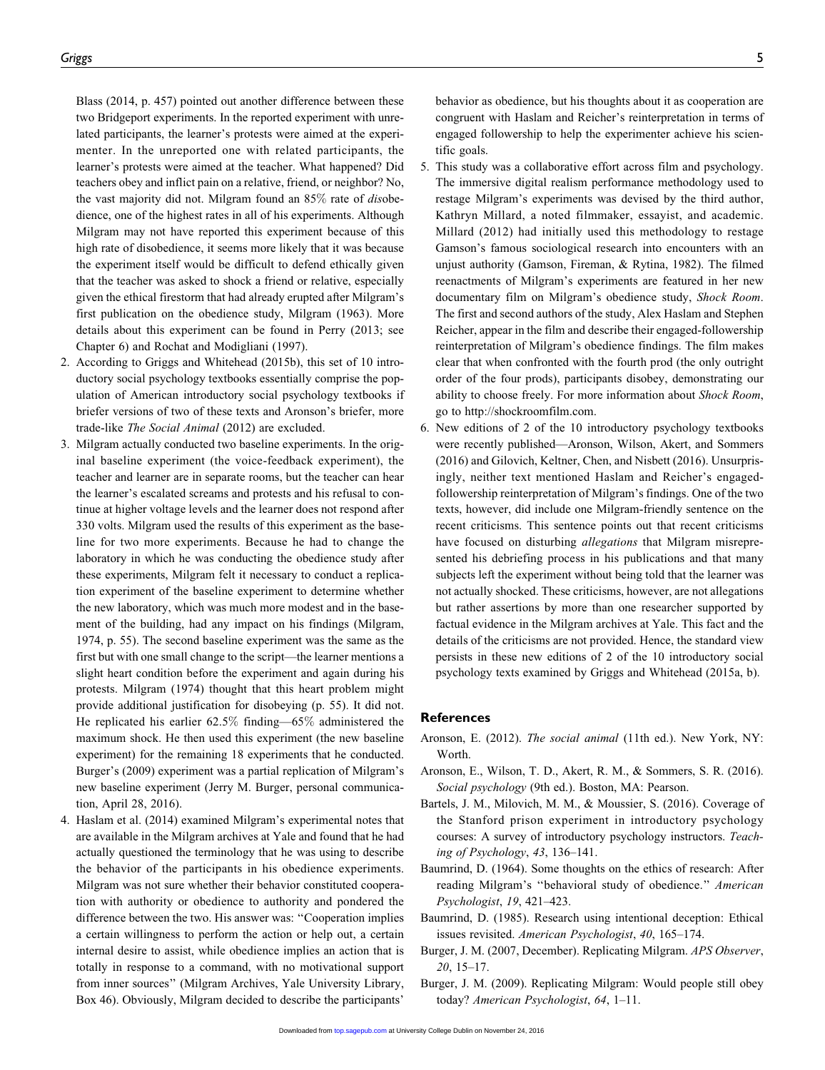Blass (2014, p. 457) pointed out another difference between these two Bridgeport experiments. In the reported experiment with unrelated participants, the learner's protests were aimed at the experimenter. In the unreported one with related participants, the learner's protests were aimed at the teacher. What happened? Did teachers obey and inflict pain on a relative, friend, or neighbor? No, the vast majority did not. Milgram found an 85% rate of *dis*obedience, one of the highest rates in all of his experiments. Although Milgram may not have reported this experiment because of this high rate of disobedience, it seems more likely that it was because the experiment itself would be difficult to defend ethically given that the teacher was asked to shock a friend or relative, especially given the ethical firestorm that had already erupted after Milgram's first publication on the obedience study, Milgram (1963). More details about this experiment can be found in Perry (2013; see Chapter 6) and Rochat and Modigliani (1997).

2. According to Griggs and Whitehead (2015b), this set of 10 introductory social psychology textbooks essentially comprise the population of American introductory social psychology textbooks if briefer versions of two of these texts and Aronson's briefer, more trade-like *The Social Animal* (2012) are excluded.
3. Milgram actually conducted two baseline experiments. In the original baseline experiment (the voice-feedback experiment), the teacher and learner are in separate rooms, but the teacher can hear the learner's escalated screams and protests and his refusal to continue at higher voltage levels and the learner does not respond after 330 volts. Milgram used the results of this experiment as the baseline for two more experiments. Because he had to change the laboratory in which he was conducting the obedience study after these experiments, Milgram felt it necessary to conduct a replication experiment of the baseline experiment to determine whether the new laboratory, which was much more modest and in the basement of the building, had any impact on his findings (Milgram, 1974, p. 55). The second baseline experiment was the same as the first but with one small change to the script—the learner mentions a slight heart condition before the experiment and again during his protests. Milgram (1974) thought that this heart problem might provide additional justification for disobeying (p. 55). It did not. He replicated his earlier 62.5% finding—65% administered the maximum shock. He then used this experiment (the new baseline experiment) for the remaining 18 experiments that he conducted. Burger's (2009) experiment was a partial replication of Milgram's new baseline experiment (Jerry M. Burger, personal communication, April 28, 2016).
4. Haslam et al. (2014) examined Milgram's experimental notes that are available in the Milgram archives at Yale and found that he had actually questioned the terminology that he was using to describe the behavior of the participants in his obedience experiments. Milgram was not sure whether their behavior constituted cooperation with authority or obedience to authority and pondered the difference between the two. His answer was: "Cooperation implies a certain willingness to perform the action or help out, a certain internal desire to assist, while obedience implies an action that is totally in response to a command, with no motivational support from inner sources" (Milgram Archives, Yale University Library, Box 46). Obviously, Milgram decided to describe the participants' behavior as obedience, but his thoughts about it as cooperation are congruent with Haslam and Reicher's reinterpretation in terms of engaged followership to help the experimenter achieve his scientific goals.
5. This study was a collaborative effort across film and psychology. The immersive digital realism performance methodology used to restage Milgram's experiments was devised by the third author, Kathryn Millard, a noted filmmaker, essayist, and academic. Millard (2012) had initially used this methodology to restage Gamson's famous sociological research into encounters with an unjust authority (Gamson, Fireman, & Rytina, 1982). The filmed reenactments of Milgram's experiments are featured in her new documentary film on Milgram's obedience study, *Shock Room*. The first and second authors of the study, Alex Haslam and Stephen Reicher, appear in the film and describe their engaged-followership reinterpretation of Milgram's obedience findings. The film makes clear that when confronted with the fourth prod (the only outright order of the four prods), participants disobey, demonstrating our ability to choose freely. For more information about *Shock Room*, go to http://shockroomfilm.com.
6. New editions of 2 of the 10 introductory psychology textbooks were recently published—Aronson, Wilson, Akert, and Sommers (2016) and Gilovich, Keltner, Chen, and Nisbett (2016). Unsurprisingly, neither text mentioned Haslam and Reicher's engaged-followership reinterpretation of Milgram's findings. One of the two texts, however, did include one Milgram-friendly sentence on the recent criticisms. This sentence points out that recent criticisms have focused on disturbing *allegations* that Milgram misrepresented his debriefing process in his publications and that many subjects left the experiment without being told that the learner was not actually shocked. These criticisms, however, are not allegations but rather assertions by more than one researcher supported by factual evidence in the Milgram archives at Yale. This fact and the details of the criticisms are not provided. Hence, the standard view persists in these new editions of 2 of the 10 introductory social psychology texts examined by Griggs and Whitehead (2015a, b).

## References

Aronson, E. (2012). *The social animal* (11th ed.). New York, NY: Worth.

Aronson, E., Wilson, T. D., Akert, R. M., & Sommers, S. R. (2016). *Social psychology* (9th ed.). Boston, MA: Pearson.

Bartels, J. M., Milovich, M. M., & Moussier, S. (2016). Coverage of the Stanford prison experiment in introductory psychology courses: A survey of introductory psychology instructors. *Teaching of Psychology*, *43*, 136–141.

Baumrind, D. (1964). Some thoughts on the ethics of research: After reading Milgram's "behavioral study of obedience." *American Psychologist*, *19*, 421–423.

Baumrind, D. (1985). Research using intentional deception: Ethical issues revisited. *American Psychologist*, *40*, 165–174.

Burger, J. M. (2007, December). Replicating Milgram. *APS Observer*, *20*, 15–17.

Burger, J. M. (2009). Replicating Milgram: Would people still obey today? *American Psychologist*, *64*, 1–11.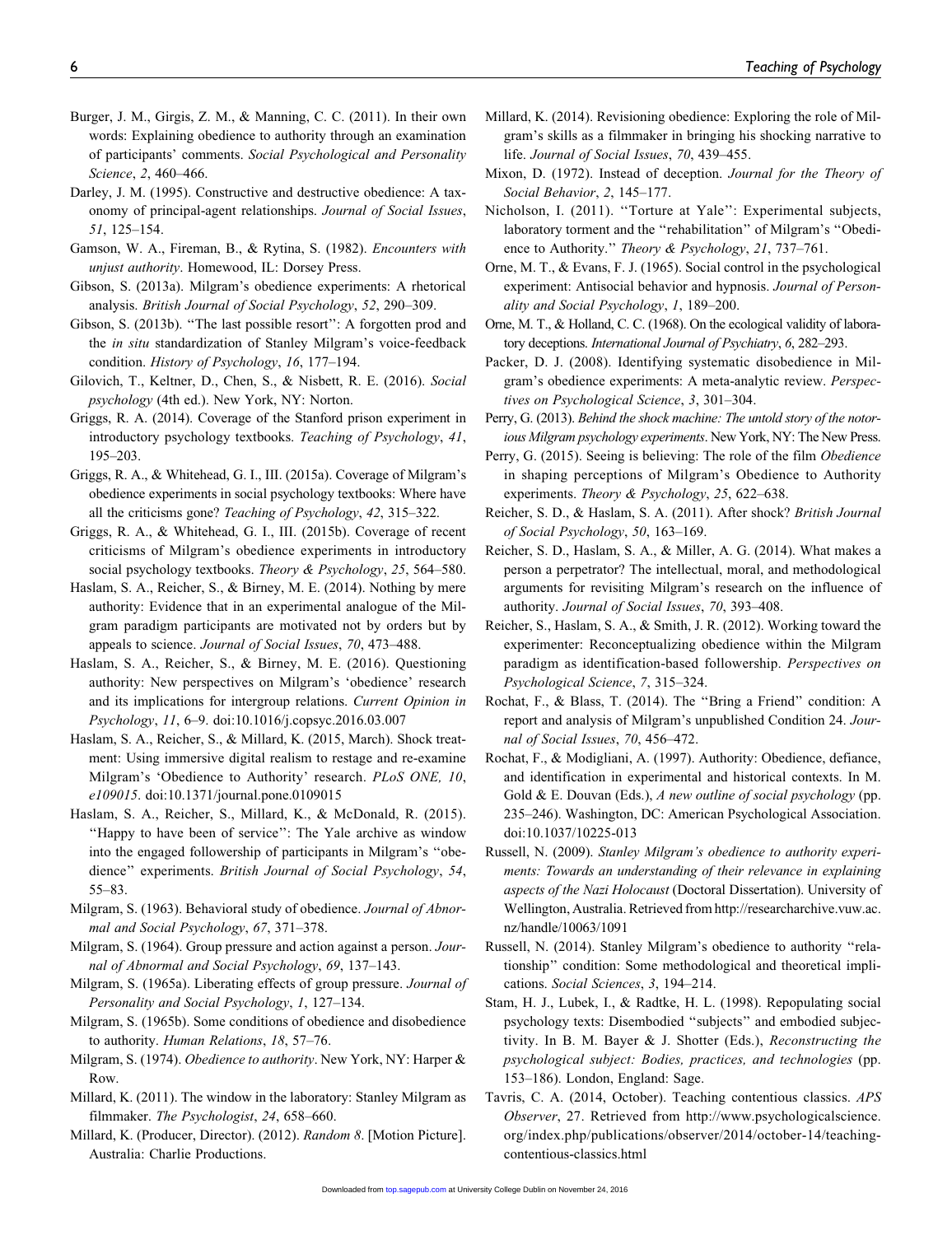Burger, J. M., Girgis, Z. M., & Manning, C. C. (2011). In their own words: Explaining obedience to authority through an examination of participants' comments. *Social Psychological and Personality Science*, *2*, 460–466.

Darley, J. M. (1995). Constructive and destructive obedience: A taxonomy of principal-agent relationships. *Journal of Social Issues*, *51*, 125–154.

Gamson, W. A., Fireman, B., & Rytina, S. (1982). *Encounters with unjust authority*. Homewood, IL: Dorsey Press.

Gibson, S. (2013a). Milgram's obedience experiments: A rhetorical analysis. *British Journal of Social Psychology*, *52*, 290–309.

Gibson, S. (2013b). "The last possible resort": A forgotten prod and the *in situ* standardization of Stanley Milgram's voice-feedback condition. *History of Psychology*, *16*, 177–194.

Gilovich, T., Keltner, D., Chen, S., & Nisbett, R. E. (2016). *Social psychology* (4th ed.). New York, NY: Norton.

Griggs, R. A. (2014). Coverage of the Stanford prison experiment in introductory psychology textbooks. *Teaching of Psychology*, *41*, 195–203.

Griggs, R. A., & Whitehead, G. I., III. (2015a). Coverage of Milgram's obedience experiments in social psychology textbooks: Where have all the criticisms gone? *Teaching of Psychology*, *42*, 315–322.

Griggs, R. A., & Whitehead, G. I., III. (2015b). Coverage of recent criticisms of Milgram's obedience experiments in introductory social psychology textbooks. *Theory & Psychology*, *25*, 564–580.

Haslam, S. A., Reicher, S., & Birney, M. E. (2014). Nothing by mere authority: Evidence that in an experimental analogue of the Milgram paradigm participants are motivated not by orders but by appeals to science. *Journal of Social Issues*, *70*, 473–488.

Haslam, S. A., Reicher, S., & Birney, M. E. (2016). Questioning authority: New perspectives on Milgram's 'obedience' research and its implications for intergroup relations. *Current Opinion in Psychology*, *11*, 6–9. doi:10.1016/j.copsyc.2016.03.007

Haslam, S. A., Reicher, S., & Millard, K. (2015, March). Shock treatment: Using immersive digital realism to restage and re-examine Milgram's 'Obedience to Authority' research. *PLoS ONE, 10*, *e109015*. doi:10.1371/journal.pone.0109015

Haslam, S. A., Reicher, S., Millard, K., & McDonald, R. (2015). "Happy to have been of service": The Yale archive as window into the engaged followership of participants in Milgram's "obedience" experiments. *British Journal of Social Psychology*, *54*, 55–83.

Milgram, S. (1963). Behavioral study of obedience. *Journal of Abnormal and Social Psychology*, *67*, 371–378.

Milgram, S. (1964). Group pressure and action against a person. *Journal of Abnormal and Social Psychology*, *69*, 137–143.

Milgram, S. (1965a). Liberating effects of group pressure. *Journal of Personality and Social Psychology*, *1*, 127–134.

Milgram, S. (1965b). Some conditions of obedience and disobedience to authority. *Human Relations*, *18*, 57–76.

Milgram, S. (1974). *Obedience to authority*. New York, NY: Harper & Row.

Millard, K. (2011). The window in the laboratory: Stanley Milgram as filmmaker. *The Psychologist*, *24*, 658–660.

Millard, K. (Producer, Director). (2012). *Random 8*. [Motion Picture]. Australia: Charlie Productions.

Millard, K. (2014). Revisioning obedience: Exploring the role of Milgram's skills as a filmmaker in bringing his shocking narrative to life. *Journal of Social Issues*, *70*, 439–455.

Mixon, D. (1972). Instead of deception. *Journal for the Theory of Social Behavior*, *2*, 145–177.

Nicholson, I. (2011). "Torture at Yale": Experimental subjects, laboratory torment and the "rehabilitation" of Milgram's "Obedience to Authority." *Theory & Psychology*, *21*, 737–761.

Orne, M. T., & Evans, F. J. (1965). Social control in the psychological experiment: Antisocial behavior and hypnosis. *Journal of Personality and Social Psychology*, *1*, 189–200.

Orne, M. T., & Holland, C. C. (1968). On the ecological validity of laboratory deceptions. *International Journal of Psychiatry*, *6*, 282–293.

Packer, D. J. (2008). Identifying systematic disobedience in Milgram's obedience experiments: A meta-analytic review. *Perspectives on Psychological Science*, *3*, 301–304.

Perry, G. (2013). *Behind the shock machine: The untold story of the notorious Milgram psychology experiments*. New York, NY: The New Press.

Perry, G. (2015). Seeing is believing: The role of the film *Obedience* in shaping perceptions of Milgram's Obedience to Authority experiments. *Theory & Psychology*, *25*, 622–638.

Reicher, S. D., & Haslam, S. A. (2011). After shock? *British Journal of Social Psychology*, *50*, 163–169.

Reicher, S. D., Haslam, S. A., & Miller, A. G. (2014). What makes a person a perpetrator? The intellectual, moral, and methodological arguments for revisiting Milgram's research on the influence of authority. *Journal of Social Issues*, *70*, 393–408.

Reicher, S., Haslam, S. A., & Smith, J. R. (2012). Working toward the experimenter: Reconceptualizing obedience within the Milgram paradigm as identification-based followership. *Perspectives on Psychological Science*, *7*, 315–324.

Rochat, F., & Blass, T. (2014). The "Bring a Friend" condition: A report and analysis of Milgram's unpublished Condition 24. *Journal of Social Issues*, *70*, 456–472.

Rochat, F., & Modigliani, A. (1997). Authority: Obedience, defiance, and identification in experimental and historical contexts. In M. Gold & E. Douvan (Eds.), *A new outline of social psychology* (pp. 235–246). Washington, DC: American Psychological Association. doi:10.1037/10225-013

Russell, N. (2009). *Stanley Milgram's obedience to authority experiments: Towards an understanding of their relevance in explaining aspects of the Nazi Holocaust* (Doctoral Dissertation). University of Wellington, Australia. Retrieved from http://researcharchive.vuw.ac.nz/handle/10063/1091

Russell, N. (2014). Stanley Milgram's obedience to authority "relationship" condition: Some methodological and theoretical implications. *Social Sciences*, *3*, 194–214.

Stam, H. J., Lubek, I., & Radtke, H. L. (1998). Repopulating social psychology texts: Disembodied "subjects" and embodied subjectivity. In B. M. Bayer & J. Shotter (Eds.), *Reconstructing the psychological subject: Bodies, practices, and technologies* (pp. 153–186). London, England: Sage.

Tavris, C. A. (2014, October). Teaching contentious classics. *APS Observer*, 27. Retrieved from http://www.psychologicalscience.org/index.php/publications/observer/2014/october-14/teaching-contentious-classics.html